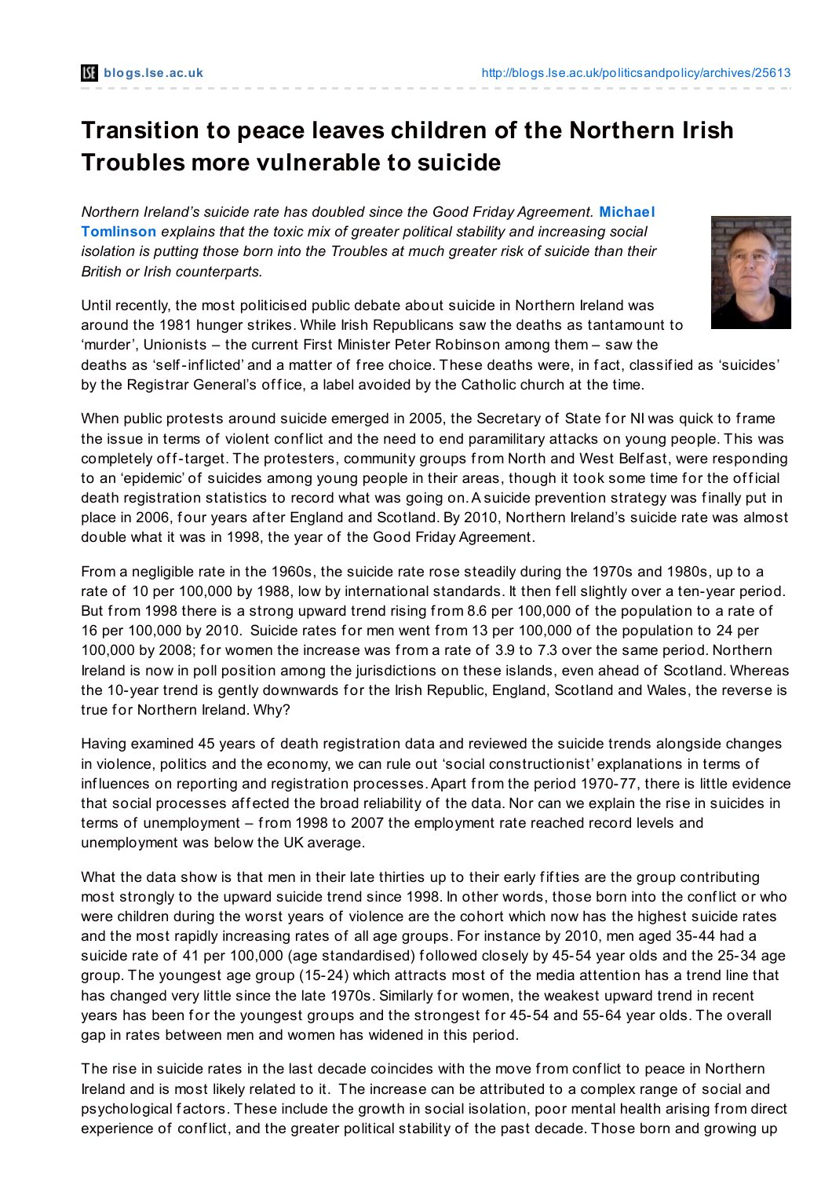# Transition to peace leaves children of the Northern Irish Troubles more vulnerable to suicide

*Northern Ireland's suicide rate has doubled since the Good Friday Agreement.* **Michael Tomlinson** *explains that the toxic mix of greater political stability and increasing social isolation is putting those born into the Troubles at much greater risk of suicide than their British or Irish counterparts.*

Until recently, the most politicised public debate about suicide in Northern Ireland was around the 1981 hunger strikes. While Irish Republicans saw the deaths as tantamount to 'murder', Unionists – the current First Minister Peter Robinson among them – saw the deaths as 'self-inflicted' and a matter of free choice. These deaths were, in fact, classified as 'suicides' by the Registrar General's office, a label avoided by the Catholic church at the time.

When public protests around suicide emerged in 2005, the Secretary of State for NI was quick to frame the issue in terms of violent conflict and the need to end paramilitary attacks on young people. This was completely off-target. The protesters, community groups from North and West Belfast, were responding to an 'epidemic' of suicides among young people in their areas, though it took some time for the official death registration statistics to record what was going on. A suicide prevention strategy was finally put in place in 2006, four years after England and Scotland. By 2010, Northern Ireland's suicide rate was almost double what it was in 1998, the year of the Good Friday Agreement.

From a negligible rate in the 1960s, the suicide rate rose steadily during the 1970s and 1980s, up to a rate of 10 per 100,000 by 1988, low by international standards. It then fell slightly over a ten-year period. But from 1998 there is a strong upward trend rising from 8.6 per 100,000 of the population to a rate of 16 per 100,000 by 2010. Suicide rates for men went from 13 per 100,000 of the population to 24 per 100,000 by 2008; for women the increase was from a rate of 3.9 to 7.3 over the same period. Northern Ireland is now in poll position among the jurisdictions on these islands, even ahead of Scotland. Whereas the 10-year trend is gently downwards for the Irish Republic, England, Scotland and Wales, the reverse is true for Northern Ireland. Why?

Having examined 45 years of death registration data and reviewed the suicide trends alongside changes in violence, politics and the economy, we can rule out 'social constructionist' explanations in terms of influences on reporting and registration processes. Apart from the period 1970-77, there is little evidence that social processes affected the broad reliability of the data. Nor can we explain the rise in suicides in terms of unemployment – from 1998 to 2007 the employment rate reached record levels and unemployment was below the UK average.

What the data show is that men in their late thirties up to their early fifties are the group contributing most strongly to the upward suicide trend since 1998. In other words, those born into the conflict or who were children during the worst years of violence are the cohort which now has the highest suicide rates and the most rapidly increasing rates of all age groups. For instance by 2010, men aged 35-44 had a suicide rate of 41 per 100,000 (age standardised) followed closely by 45-54 year olds and the 25-34 age group. The youngest age group (15-24) which attracts most of the media attention has a trend line that has changed very little since the late 1970s. Similarly for women, the weakest upward trend in recent years has been for the youngest groups and the strongest for 45-54 and 55-64 year olds. The overall gap in rates between men and women has widened in this period.

The rise in suicide rates in the last decade coincides with the move from conflict to peace in Northern Ireland and is most likely related to it. The increase can be attributed to a complex range of social and psychological factors. These include the growth in social isolation, poor mental health arising from direct experience of conflict, and the greater political stability of the past decade. Those born and growing up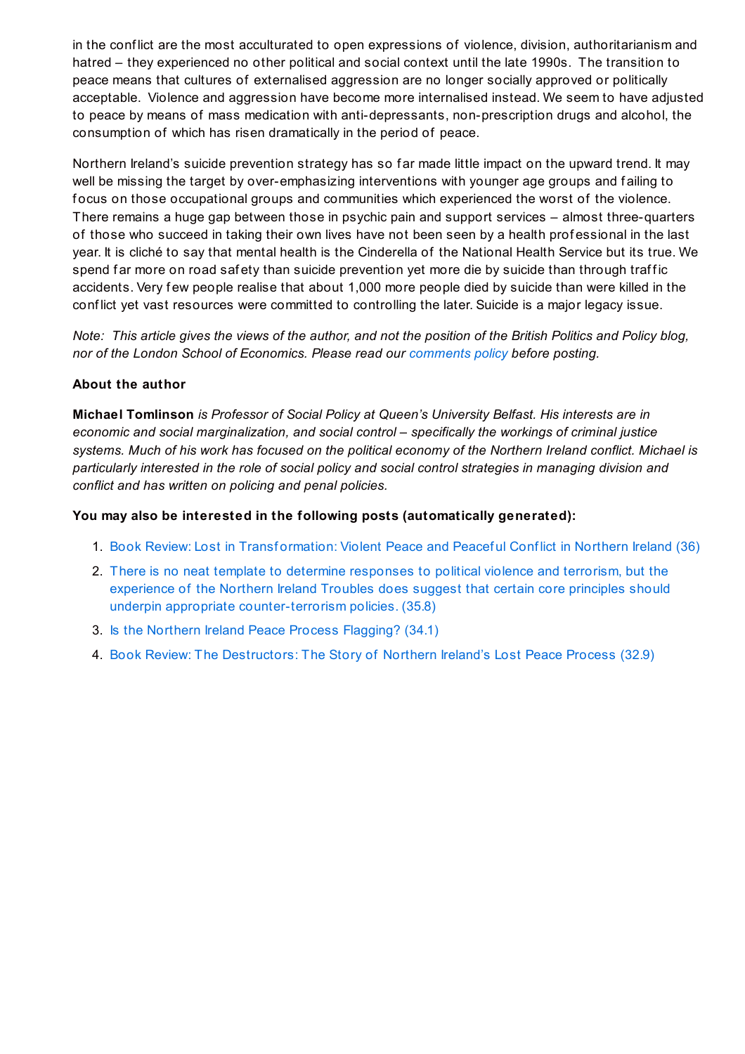in the conflict are the most acculturated to open expressions of violence, division, authoritarianism and hatred – they experienced no other political and social context until the late 1990s. The transition to peace means that cultures of externalised aggression are no longer socially approved or politically acceptable. Violence and aggression have become more internalised instead. We seem to have adjusted to peace by means of mass medication with anti-depressants, non-prescription drugs and alcohol, the consumption of which has risen dramatically in the period of peace.

Northern Ireland's suicide prevention strategy has so far made little impact on the upward trend. It may well be missing the target by over-emphasizing interventions with younger age groups and failing to focus on those occupational groups and communities which experienced the worst of the violence. There remains a huge gap between those in psychic pain and support services – almost three-quarters of those who succeed in taking their own lives have not been seen by a health professional in the last year. It is cliché to say that mental health is the Cinderella of the National Health Service but its true. We spend far more on road safety than suicide prevention yet more die by suicide than through traffic accidents. Very few people realise that about 1,000 more people died by suicide than were killed in the conflict yet vast resources were committed to controlling the later. Suicide is a major legacy issue.

*Note: This article gives the views of the author, and not the position of the British Politics and Policy blog, nor of the London School of Economics. Please read our comments policy before posting.*

**About the author**

**Michael Tomlinson** *is Professor of Social Policy at Queen's University Belfast. His interests are in economic and social marginalization, and social control – specifically the workings of criminal justice systems. Much of his work has focused on the political economy of the Northern Ireland conflict. Michael is particularly interested in the role of social policy and social control strategies in managing division and conflict and has written on policing and penal policies.*

**You may also be interested in the following posts (automatically generated):**

1. Book Review: Lost in Transformation: Violent Peace and Peaceful Conflict in Northern Ireland (36)
2. There is no neat template to determine responses to political violence and terrorism, but the experience of the Northern Ireland Troubles does suggest that certain core principles should underpin appropriate counter-terrorism policies. (35.8)
3. Is the Northern Ireland Peace Process Flagging? (34.1)
4. Book Review: The Destructors: The Story of Northern Ireland's Lost Peace Process (32.9)